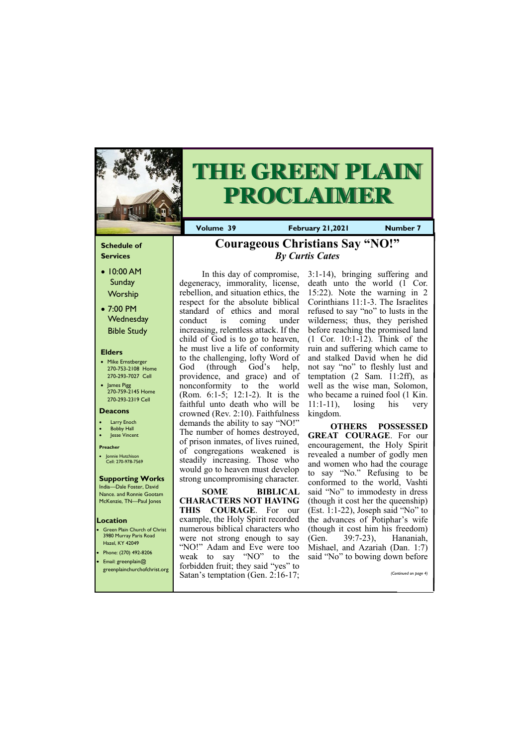# THE GREEN PLAIN PROCLAIMER

**Volume 39** **February 21,2021** **Number 7**

### Schedule of Services

- 10:00 AM Sunday Worship
- 7:00 PM Wednesday Bible Study

### Elders

- Mike Ernstberger 270-753-2108 Home 270-293-7027 Cell
- James Pigg 270-759-2145 Home 270-293-2319 Cell

### Deacons

- Larry Enoch
- Bobby Hall
- Jesse Vincent

### Preacher

- Jonnie Hutchison Cell: 270-978-7569

### Supporting Works

India—Dale Foster, David Nance. and Ronnie Gootam McKenzie, TN—Paul Jones

### Location

- Green Plain Church of Christ 3980 Murray Paris Road Hazel, KY 42049
- Phone: (270) 492-8206
- Email: greenplain@greenplainchurchofchrist.org

## Courageous Christians Say "NO!"

*By Curtis Cates*

In this day of compromise, degeneracy, immorality, license, rebellion, and situation ethics, the respect for the absolute biblical standard of ethics and moral conduct is coming under increasing, relentless attack. If the child of God is to go to heaven, he must live a life of conformity to the challenging, lofty Word of God (through God's help, providence, and grace) and of nonconformity to the world (Rom. 6:1-5; 12:1-2). It is the faithful unto death who will be crowned (Rev. 2:10). Faithfulness demands the ability to say "NO!" The number of homes destroyed, of prison inmates, of lives ruined, of congregations weakened is steadily increasing. Those who would go to heaven must develop strong uncompromising character.

**SOME BIBLICAL CHARACTERS NOT HAVING THIS COURAGE**. For our example, the Holy Spirit recorded numerous biblical characters who were not strong enough to say "NO!" Adam and Eve were too weak to say "NO" to the forbidden fruit; they said "yes" to Satan's temptation (Gen. 2:16-17; 3:1-14), bringing suffering and death unto the world (1 Cor. 15:22). Note the warning in 2 Corinthians 11:1-3. The Israelites refused to say "no" to lusts in the wilderness; thus, they perished before reaching the promised land (1 Cor. 10:1-12). Think of the ruin and suffering which came to and stalked David when he did not say "no" to fleshly lust and temptation (2 Sam. 11:2ff), as well as the wise man, Solomon, who became a ruined fool (1 Kin. 11:1-11), losing his very kingdom.

**OTHERS POSSESSED GREAT COURAGE**. For our encouragement, the Holy Spirit revealed a number of godly men and women who had the courage to say "No." Refusing to be conformed to the world, Vashti said "No" to immodesty in dress (though it cost her the queenship) (Est. 1:1-22), Joseph said "No" to the advances of Potiphar's wife (though it cost him his freedom) (Gen. 39:7-23), Hananiah, Mishael, and Azariah (Dan. 1:7) said "No" to bowing down before

*(Continued on page 4)*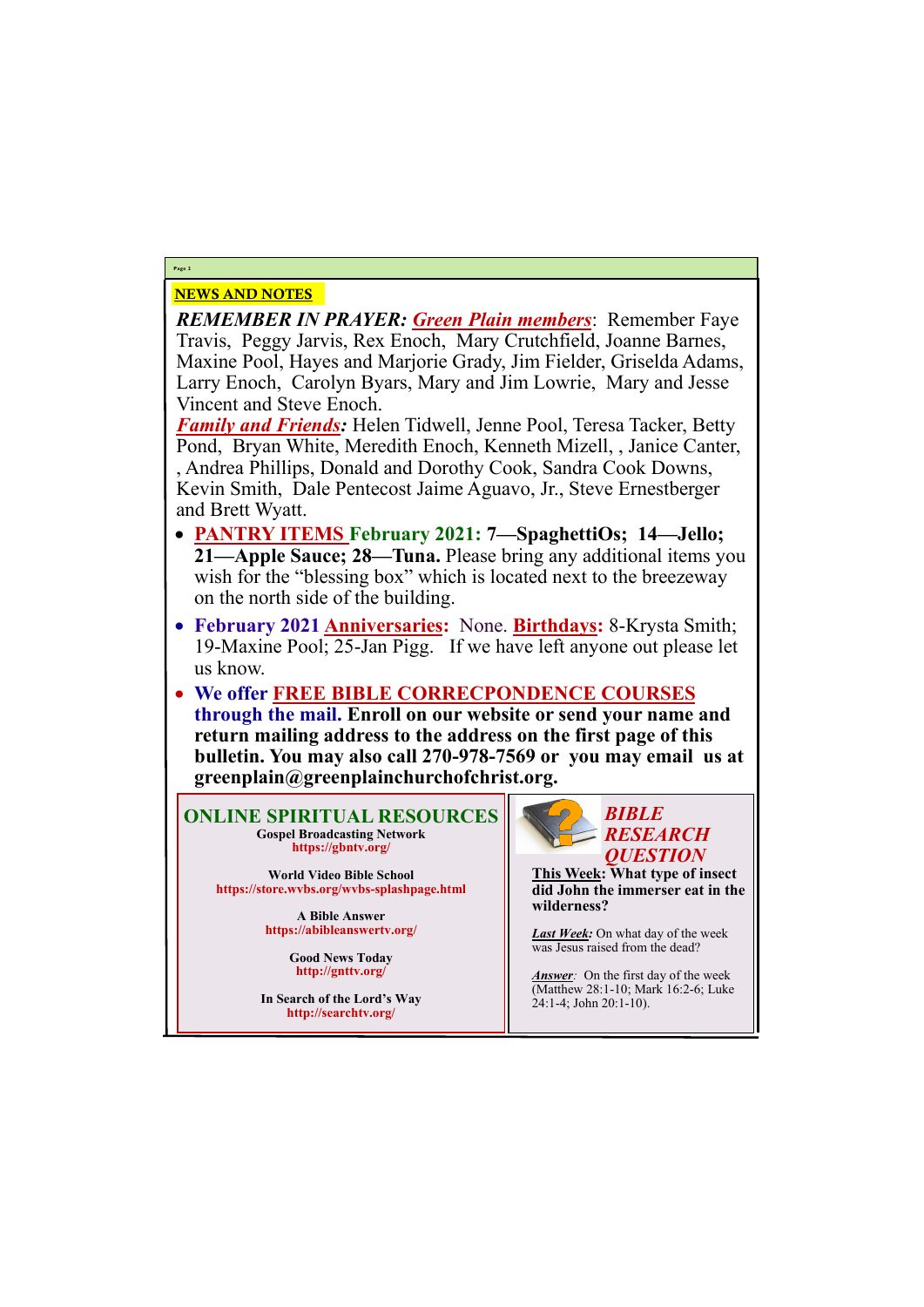## NEWS AND NOTES

***REMEMBER IN PRAYER: Green Plain members***: Remember Faye Travis, Peggy Jarvis, Rex Enoch, Mary Crutchfield, Joanne Barnes, Maxine Pool, Hayes and Marjorie Grady, Jim Fielder, Griselda Adams, Larry Enoch, Carolyn Byars, Mary and Jim Lowrie, Mary and Jesse Vincent and Steve Enoch.

***Family and Friends:*** Helen Tidwell, Jenne Pool, Teresa Tacker, Betty Pond, Bryan White, Meredith Enoch, Kenneth Mizell, , Janice Canter, , Andrea Phillips, Donald and Dorothy Cook, Sandra Cook Downs, Kevin Smith, Dale Pentecost Jaime Aguavo, Jr., Steve Ernestberger and Brett Wyatt.

- **PANTRY ITEMS February 2021: 7—SpaghettiOs; 14—Jello; 21—Apple Sauce; 28—Tuna.** Please bring any additional items you wish for the "blessing box" which is located next to the breezeway on the north side of the building.
- **February 2021 Anniversaries:** None. **Birthdays:** 8-Krysta Smith; 19-Maxine Pool; 25-Jan Pigg. If we have left anyone out please let us know.
- **We offer FREE BIBLE CORRECPONDENCE COURSES through the mail. Enroll on our website or send your name and return mailing address to the address on the first page of this bulletin. You may also call 270-978-7569 or you may email us at greenplain@greenplainchurchofchrist.org.**

### ONLINE SPIRITUAL RESOURCES

**Gospel Broadcasting Network**
https://gbntv.org/

**World Video Bible School**
https://store.wvbs.org/wvbs-splashpage.html

**A Bible Answer**
https://abibleanswertv.org/

**Good News Today**
http://gnttv.org/

**In Search of the Lord's Way**
http://searchtv.org/

### *BIBLE RESEARCH QUESTION*

**This Week: What type of insect did John the immerser eat in the wilderness?**

***Last Week:*** On what day of the week was Jesus raised from the dead?

***Answer:*** On the first day of the week (Matthew 28:1-10; Mark 16:2-6; Luke 24:1-4; John 20:1-10).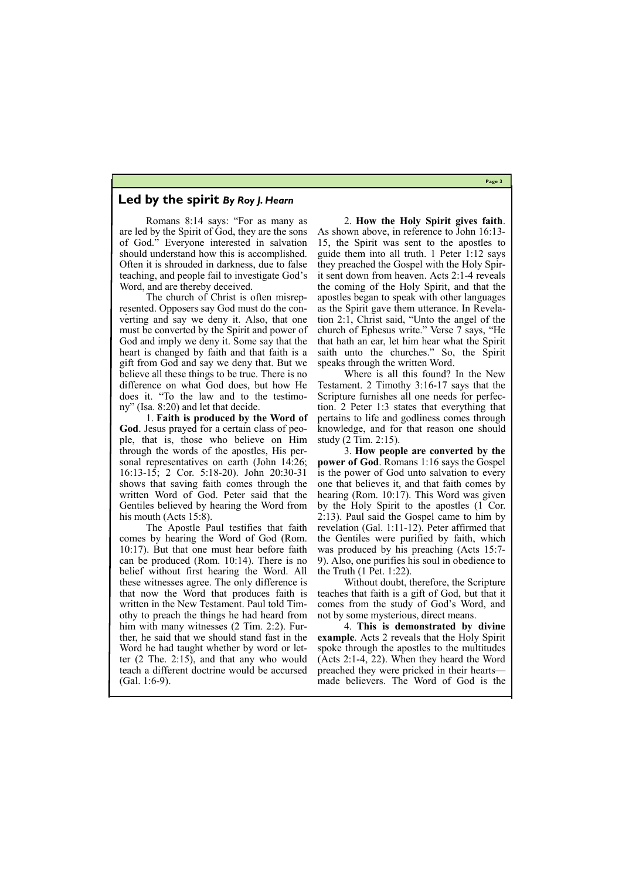## Led by the spirit *By Roy J. Hearn*

Romans 8:14 says: "For as many as are led by the Spirit of God, they are the sons of God." Everyone interested in salvation should understand how this is accomplished. Often it is shrouded in darkness, due to false teaching, and people fail to investigate God's Word, and are thereby deceived.

The church of Christ is often misrepresented. Opposers say God must do the converting and say we deny it. Also, that one must be converted by the Spirit and power of God and imply we deny it. Some say that the heart is changed by faith and that faith is a gift from God and say we deny that. But we believe all these things to be true. There is no difference on what God does, but how He does it. "To the law and to the testimony" (Isa. 8:20) and let that decide.

1. **Faith is produced by the Word of God**. Jesus prayed for a certain class of people, that is, those who believe on Him through the words of the apostles, His personal representatives on earth (John 14:26; 16:13-15; 2 Cor. 5:18-20). John 20:30-31 shows that saving faith comes through the written Word of God. Peter said that the Gentiles believed by hearing the Word from his mouth (Acts 15:8).

The Apostle Paul testifies that faith comes by hearing the Word of God (Rom. 10:17). But that one must hear before faith can be produced (Rom. 10:14). There is no belief without first hearing the Word. All these witnesses agree. The only difference is that now the Word that produces faith is written in the New Testament. Paul told Timothy to preach the things he had heard from him with many witnesses (2 Tim. 2:2). Further, he said that we should stand fast in the Word he had taught whether by word or letter (2 The. 2:15), and that any who would teach a different doctrine would be accursed (Gal. 1:6-9).

2. **How the Holy Spirit gives faith**. As shown above, in reference to John 16:13-15, the Spirit was sent to the apostles to guide them into all truth. 1 Peter 1:12 says they preached the Gospel with the Holy Spirit sent down from heaven. Acts 2:1-4 reveals the coming of the Holy Spirit, and that the apostles began to speak with other languages as the Spirit gave them utterance. In Revelation 2:1, Christ said, "Unto the angel of the church of Ephesus write." Verse 7 says, "He that hath an ear, let him hear what the Spirit saith unto the churches." So, the Spirit speaks through the written Word.

Where is all this found? In the New Testament. 2 Timothy 3:16-17 says that the Scripture furnishes all one needs for perfection. 2 Peter 1:3 states that everything that pertains to life and godliness comes through knowledge, and for that reason one should study (2 Tim. 2:15).

3. **How people are converted by the power of God**. Romans 1:16 says the Gospel is the power of God unto salvation to every one that believes it, and that faith comes by hearing (Rom. 10:17). This Word was given by the Holy Spirit to the apostles (1 Cor. 2:13). Paul said the Gospel came to him by revelation (Gal. 1:11-12). Peter affirmed that the Gentiles were purified by faith, which was produced by his preaching (Acts 15:7-9). Also, one purifies his soul in obedience to the Truth (1 Pet. 1:22).

Without doubt, therefore, the Scripture teaches that faith is a gift of God, but that it comes from the study of God's Word, and not by some mysterious, direct means.

4. **This is demonstrated by divine example**. Acts 2 reveals that the Holy Spirit spoke through the apostles to the multitudes (Acts 2:1-4, 22). When they heard the Word preached they were pricked in their hearts—made believers. The Word of God is the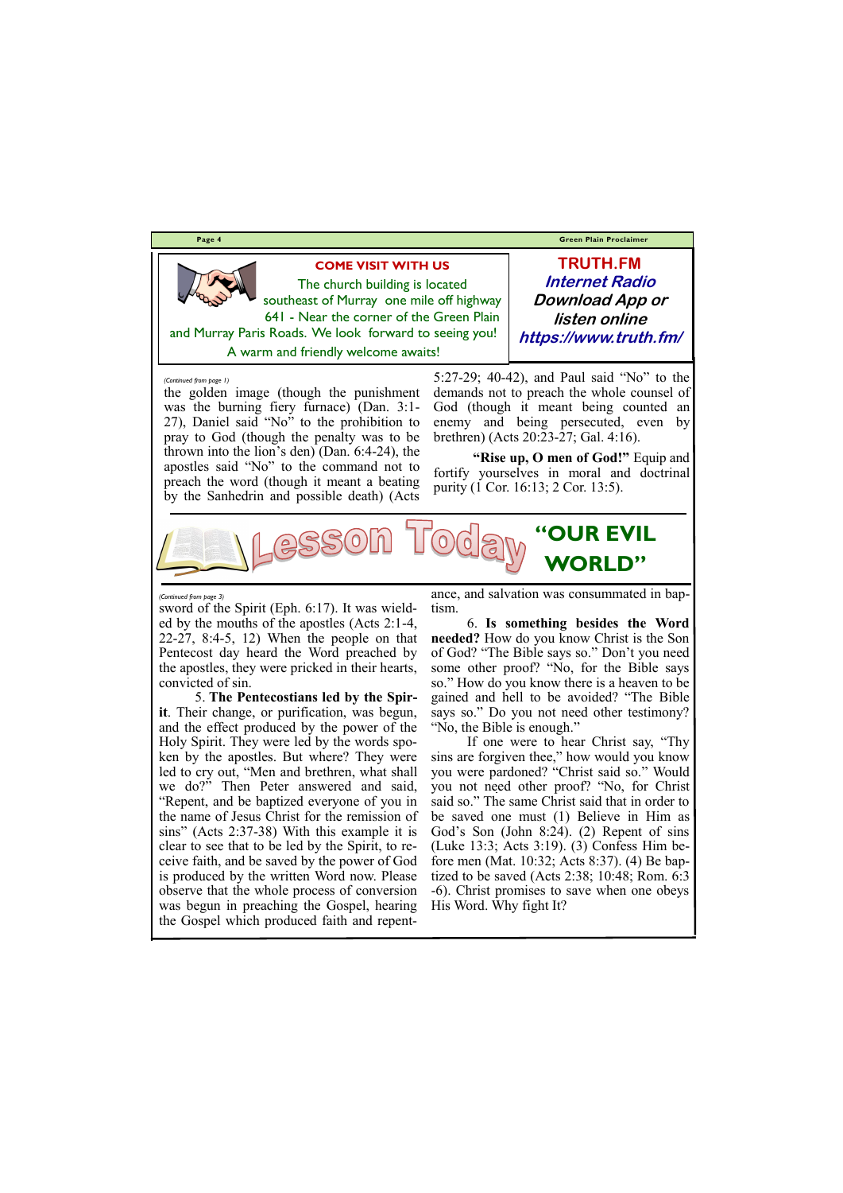## COME VISIT WITH US

The church building is located southeast of Murray one mile off highway 641 - Near the corner of the Green Plain and Murray Paris Roads. We look forward to seeing you! A warm and friendly welcome awaits!

## TRUTH.FM

*Internet Radio*

*Download App or listen online*

*https://www.truth.fm/*

*(Continued from page 1)*

the golden image (though the punishment was the burning fiery furnace) (Dan. 3:1-27), Daniel said "No" to the prohibition to pray to God (though the penalty was to be thrown into the lion's den) (Dan. 6:4-24), the apostles said "No" to the command not to preach the word (though it meant a beating by the Sanhedrin and possible death) (Acts 5:27-29; 40-42), and Paul said "No" to the demands not to preach the whole counsel of God (though it meant being counted an enemy and being persecuted, even by brethren) (Acts 20:23-27; Gal. 4:16).

**"Rise up, O men of God!"** Equip and fortify yourselves in moral and doctrinal purity (1 Cor. 16:13; 2 Cor. 13:5).

# Lesson Today "OUR EVIL WORLD"

*(Continued from page 3)*

sword of the Spirit (Eph. 6:17). It was wielded by the mouths of the apostles (Acts 2:1-4, 22-27, 8:4-5, 12) When the people on that Pentecost day heard the Word preached by the apostles, they were pricked in their hearts, convicted of sin.

5. **The Pentecostians led by the Spirit**. Their change, or purification, was begun, and the effect produced by the power of the Holy Spirit. They were led by the words spoken by the apostles. But where? They were led to cry out, "Men and brethren, what shall we do?" Then Peter answered and said, "Repent, and be baptized everyone of you in the name of Jesus Christ for the remission of sins" (Acts 2:37-38) With this example it is clear to see that to be led by the Spirit, to receive faith, and be saved by the power of God is produced by the written Word now. Please observe that the whole process of conversion was begun in preaching the Gospel, hearing the Gospel which produced faith and repentance, and salvation was consummated in baptism.

6. **Is something besides the Word needed?** How do you know Christ is the Son of God? "The Bible says so." Don't you need some other proof? "No, for the Bible says so." How do you know there is a heaven to be gained and hell to be avoided? "The Bible says so." Do you not need other testimony? "No, the Bible is enough."

If one were to hear Christ say, "Thy sins are forgiven thee," how would you know you were pardoned? "Christ said so." Would you not need other proof? "No, for Christ said so." The same Christ said that in order to be saved one must (1) Believe in Him as God's Son (John 8:24). (2) Repent of sins (Luke 13:3; Acts 3:19). (3) Confess Him before men (Mat. 10:32; Acts 8:37). (4) Be baptized to be saved (Acts 2:38; 10:48; Rom. 6:3-6). Christ promises to save when one obeys His Word. Why fight It?